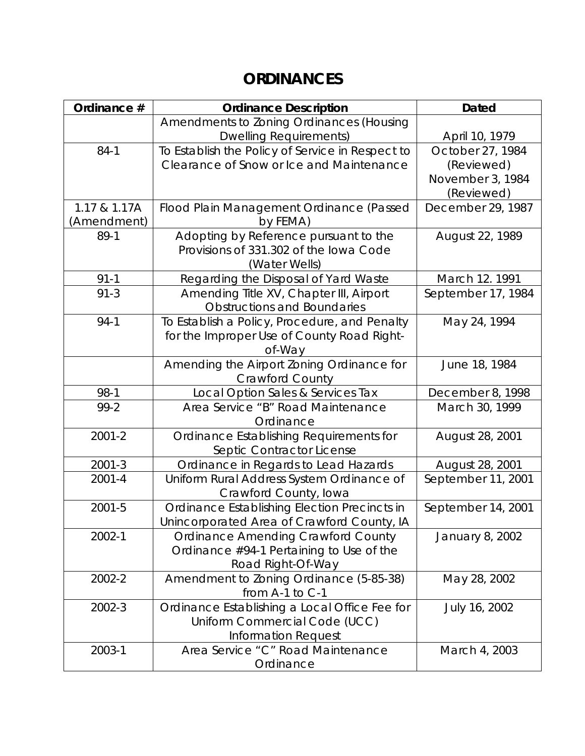# ORDINANCES

| Ordinance # | Ordinance Description | Dated |
|---|---|---|
| | Amendments to Zoning Ordinances (Housing Dwelling Requirements) | April 10, 1979 |
| 84-1 | To Establish the Policy of Service in Respect to Clearance of Snow or Ice and Maintenance | October 27, 1984 (Reviewed) November 3, 1984 (Reviewed) |
| 1.17 & 1.17A (Amendment) | Flood Plain Management Ordinance (Passed by FEMA) | December 29, 1987 |
| 89-1 | Adopting by Reference pursuant to the Provisions of 331.302 of the Iowa Code (Water Wells) | August 22, 1989 |
| 91-1 | Regarding the Disposal of Yard Waste | March 12. 1991 |
| 91-3 | Amending Title XV, Chapter III, Airport Obstructions and Boundaries | September 17, 1984 |
| 94-1 | To Establish a Policy, Procedure, and Penalty for the Improper Use of County Road Right-of-Way | May 24, 1994 |
| | Amending the Airport Zoning Ordinance for Crawford County | June 18, 1984 |
| 98-1 | Local Option Sales & Services Tax | December 8, 1998 |
| 99-2 | Area Service "B" Road Maintenance Ordinance | March 30, 1999 |
| 2001-2 | Ordinance Establishing Requirements for Septic Contractor License | August 28, 2001 |
| 2001-3 | Ordinance in Regards to Lead Hazards | August 28, 2001 |
| 2001-4 | Uniform Rural Address System Ordinance of Crawford County, Iowa | September 11, 2001 |
| 2001-5 | Ordinance Establishing Election Precincts in Unincorporated Area of Crawford County, IA | September 14, 2001 |
| 2002-1 | Ordinance Amending Crawford County Ordinance #94-1 Pertaining to Use of the Road Right-Of-Way | January 8, 2002 |
| 2002-2 | Amendment to Zoning Ordinance (5-85-38) from A-1 to C-1 | May 28, 2002 |
| 2002-3 | Ordinance Establishing a Local Office Fee for Uniform Commercial Code (UCC) Information Request | July 16, 2002 |
| 2003-1 | Area Service "C" Road Maintenance Ordinance | March 4, 2003 |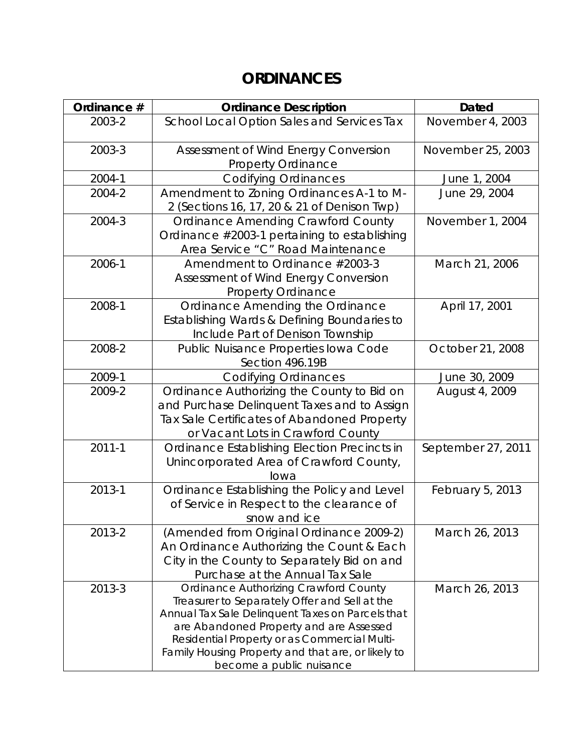# ORDINANCES

| Ordinance # | Ordinance Description | Dated |
|---|---|---|
| 2003-2 | School Local Option Sales and Services Tax | November 4, 2003 |
| 2003-3 | Assessment of Wind Energy Conversion Property Ordinance | November 25, 2003 |
| 2004-1 | Codifying Ordinances | June 1, 2004 |
| 2004-2 | Amendment to Zoning Ordinances A-1 to M-2 (Sections 16, 17, 20 & 21 of Denison Twp) | June 29, 2004 |
| 2004-3 | Ordinance Amending Crawford County Ordinance #2003-1 pertaining to establishing Area Service "C" Road Maintenance | November 1, 2004 |
| 2006-1 | Amendment to Ordinance #2003-3 Assessment of Wind Energy Conversion Property Ordinance | March 21, 2006 |
| 2008-1 | Ordinance Amending the Ordinance Establishing Wards & Defining Boundaries to Include Part of Denison Township | April 17, 2001 |
| 2008-2 | Public Nuisance Properties Iowa Code Section 496.19B | October 21, 2008 |
| 2009-1 | Codifying Ordinances | June 30, 2009 |
| 2009-2 | Ordinance Authorizing the County to Bid on and Purchase Delinquent Taxes and to Assign Tax Sale Certificates of Abandoned Property or Vacant Lots in Crawford County | August 4, 2009 |
| 2011-1 | Ordinance Establishing Election Precincts in Unincorporated Area of Crawford County, Iowa | September 27, 2011 |
| 2013-1 | Ordinance Establishing the Policy and Level of Service in Respect to the clearance of snow and ice | February 5, 2013 |
| 2013-2 | (Amended from Original Ordinance 2009-2) An Ordinance Authorizing the Count & Each City in the County to Separately Bid on and Purchase at the Annual Tax Sale | March 26, 2013 |
| 2013-3 | Ordinance Authorizing Crawford County Treasurer to Separately Offer and Sell at the Annual Tax Sale Delinquent Taxes on Parcels that are Abandoned Property and are Assessed Residential Property or as Commercial Multi-Family Housing Property and that are, or likely to become a public nuisance | March 26, 2013 |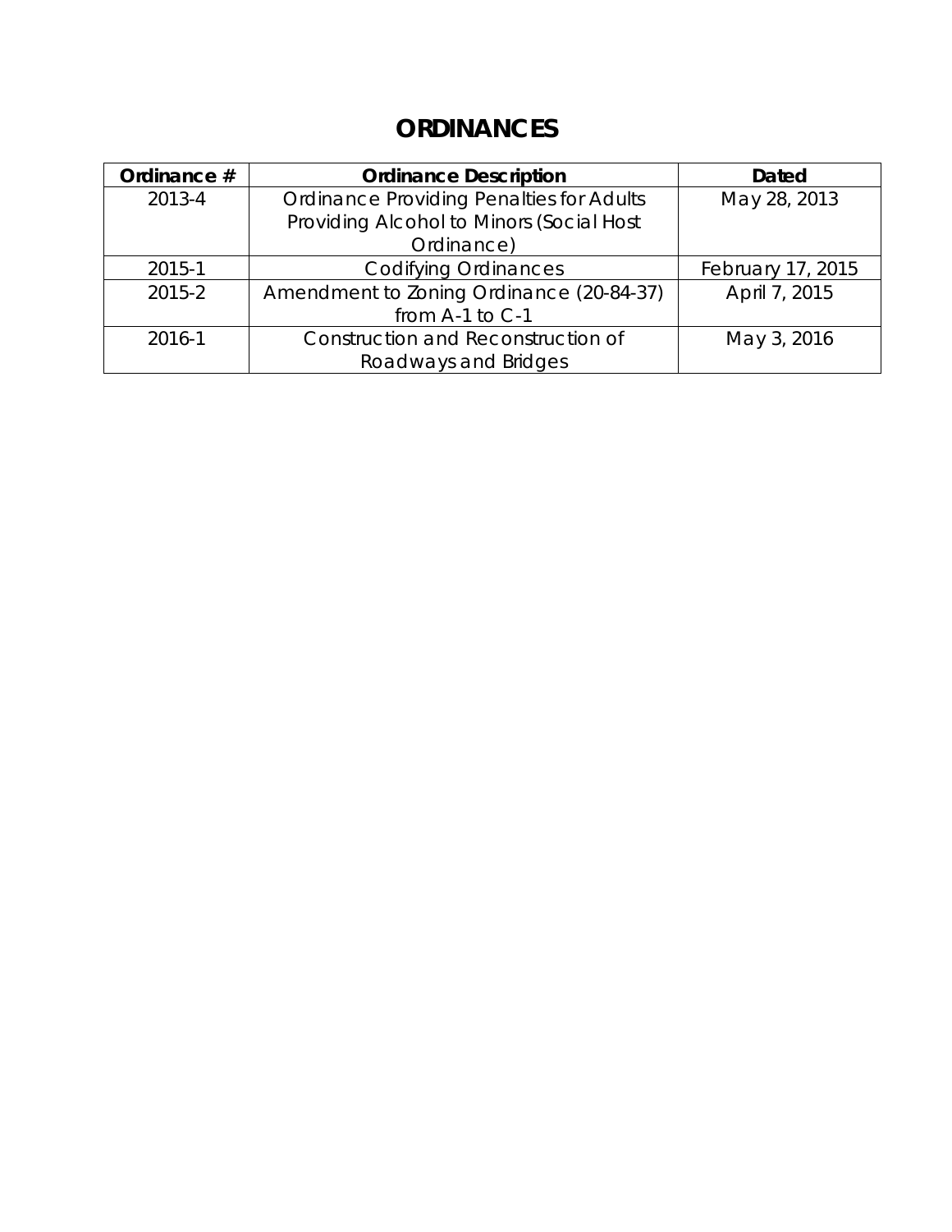# ORDINANCES

| Ordinance # | Ordinance Description | Dated |
|---|---|---|
| 2013-4 | Ordinance Providing Penalties for Adults Providing Alcohol to Minors (Social Host Ordinance) | May 28, 2013 |
| 2015-1 | Codifying Ordinances | February 17, 2015 |
| 2015-2 | Amendment to Zoning Ordinance (20-84-37) from A-1 to C-1 | April 7, 2015 |
| 2016-1 | Construction and Reconstruction of Roadways and Bridges | May 3, 2016 |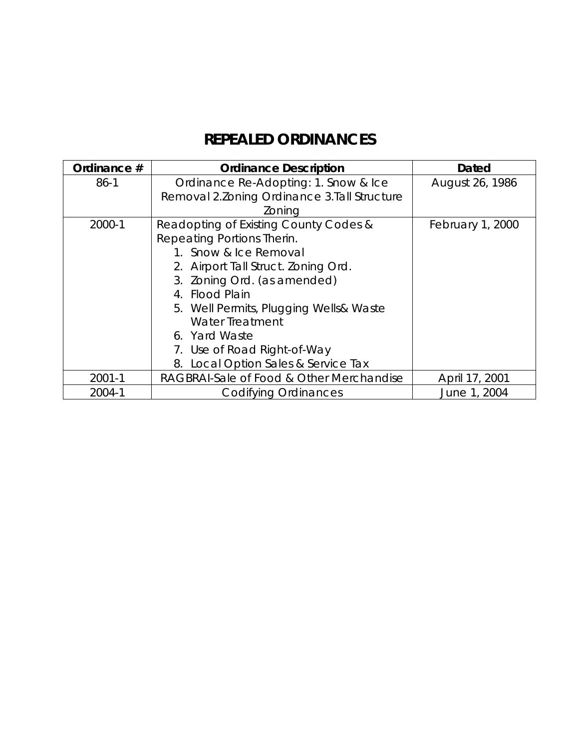# REPEALED ORDINANCES

| Ordinance # | Ordinance Description | Dated |
|---|---|---|
| 86-1 | Ordinance Re-Adopting: 1. Snow & Ice Removal 2.Zoning Ordinance 3.Tall Structure Zoning | August 26, 1986 |
| 2000-1 | Readopting of Existing County Codes & Repeating Portions Therin.<br>1. Snow & Ice Removal<br>2. Airport Tall Struct. Zoning Ord.<br>3. Zoning Ord. (as amended)<br>4. Flood Plain<br>5. Well Permits, Plugging Wells& Waste Water Treatment<br>6. Yard Waste<br>7. Use of Road Right-of-Way<br>8. Local Option Sales & Service Tax | February 1, 2000 |
| 2001-1 | RAGBRAI-Sale of Food & Other Merchandise | April 17, 2001 |
| 2004-1 | Codifying Ordinances | June 1, 2004 |